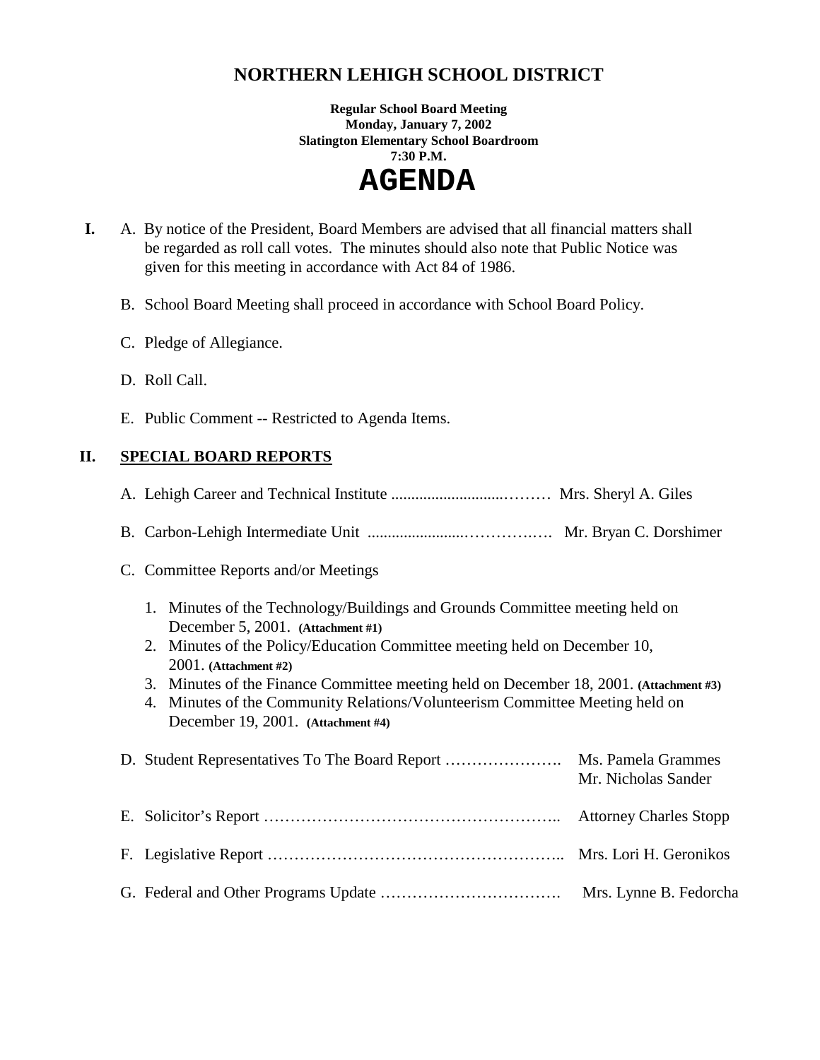# NORTHERN LEHIGH SCHOOL DISTRICT

**Regular School Board Meeting**
**Monday, January 7, 2002**
**Slatington Elementary School Boardroom**
**7:30 P.M.**

# AGENDA

**I.**

A. By notice of the President, Board Members are advised that all financial matters shall be regarded as roll call votes. The minutes should also note that Public Notice was given for this meeting in accordance with Act 84 of 1986.

B. School Board Meeting shall proceed in accordance with School Board Policy.

C. Pledge of Allegiance.

D. Roll Call.

E. Public Comment -- Restricted to Agenda Items.

## II. SPECIAL BOARD REPORTS

A. Lehigh Career and Technical Institute ............................……… Mrs. Sheryl A. Giles

B. Carbon-Lehigh Intermediate Unit ........................………….…. Mr. Bryan C. Dorshimer

C. Committee Reports and/or Meetings

1. Minutes of the Technology/Buildings and Grounds Committee meeting held on December 5, 2001. **(Attachment #1)**
2. Minutes of the Policy/Education Committee meeting held on December 10, 2001. **(Attachment #2)**
3. Minutes of the Finance Committee meeting held on December 18, 2001. **(Attachment #3)**
4. Minutes of the Community Relations/Volunteerism Committee Meeting held on December 19, 2001. **(Attachment #4)**

D. Student Representatives To The Board Report …………………. Ms. Pamela Grammes
Mr. Nicholas Sander

E. Solicitor's Report ……………………………………………….. Attorney Charles Stopp

F. Legislative Report ……………………………………………….. Mrs. Lori H. Geronikos

G. Federal and Other Programs Update ……………………………. Mrs. Lynne B. Fedorcha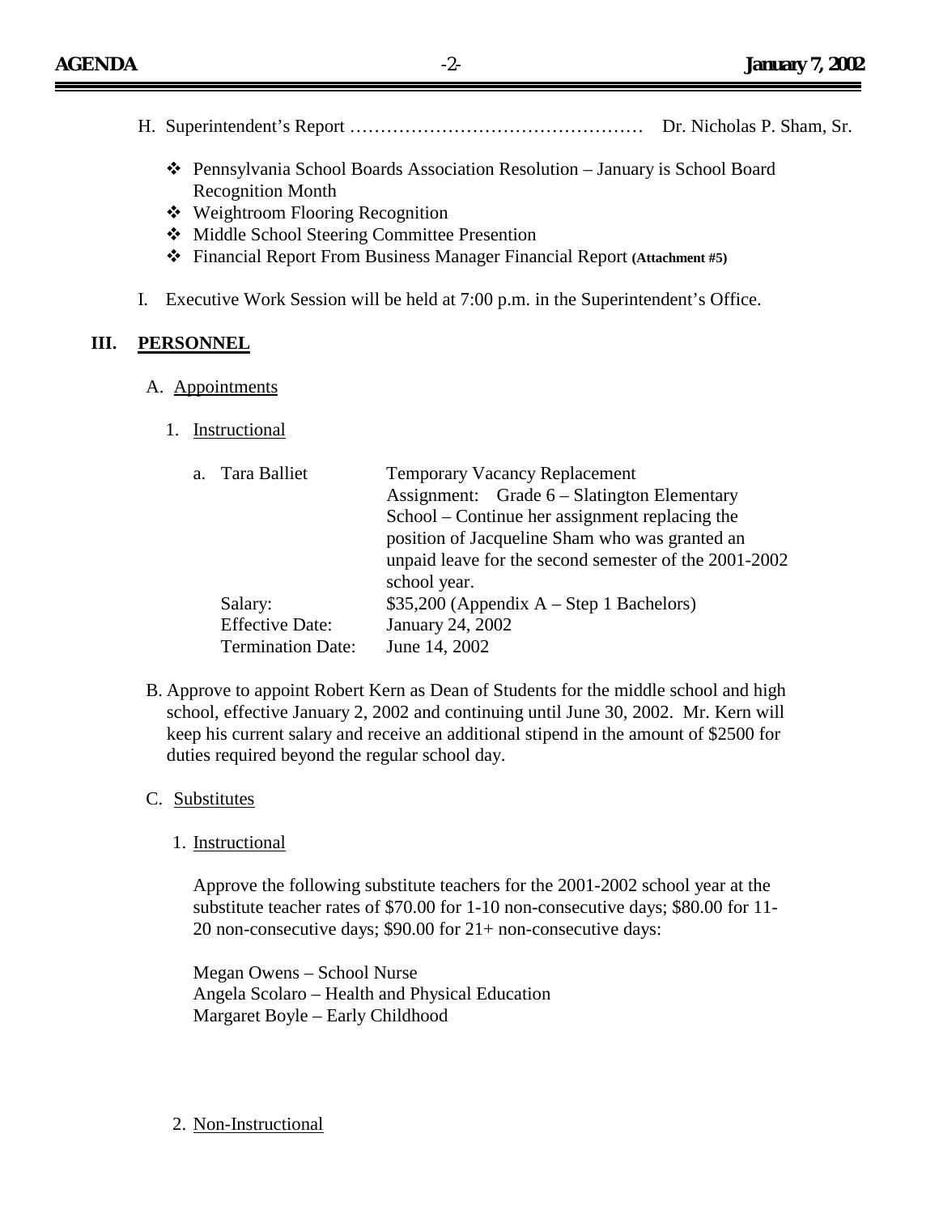H. Superintendent's Report ………………………………………… Dr. Nicholas P. Sham, Sr.

- ❖ Pennsylvania School Boards Association Resolution – January is School Board Recognition Month
- ❖ Weightroom Flooring Recognition
- ❖ Middle School Steering Committee Presention
- ❖ Financial Report From Business Manager Financial Report **(Attachment #5)**

I. Executive Work Session will be held at 7:00 p.m. in the Superintendent's Office.

## III. PERSONNEL

A. Appointments

1. Instructional

a. Tara Balliet — Temporary Vacancy Replacement
Assignment: Grade 6 – Slatington Elementary School – Continue her assignment replacing the position of Jacqueline Sham who was granted an unpaid leave for the second semester of the 2001-2002 school year.

| | |
|---|---|
| Salary: | $35,200 (Appendix A – Step 1 Bachelors) |
| Effective Date: | January 24, 2002 |
| Termination Date: | June 14, 2002 |

B. Approve to appoint Robert Kern as Dean of Students for the middle school and high school, effective January 2, 2002 and continuing until June 30, 2002. Mr. Kern will keep his current salary and receive an additional stipend in the amount of $2500 for duties required beyond the regular school day.

C. Substitutes

1. Instructional

Approve the following substitute teachers for the 2001-2002 school year at the substitute teacher rates of $70.00 for 1-10 non-consecutive days; $80.00 for 11-20 non-consecutive days; $90.00 for 21+ non-consecutive days:

Megan Owens – School Nurse
Angela Scolaro – Health and Physical Education
Margaret Boyle – Early Childhood

2. Non-Instructional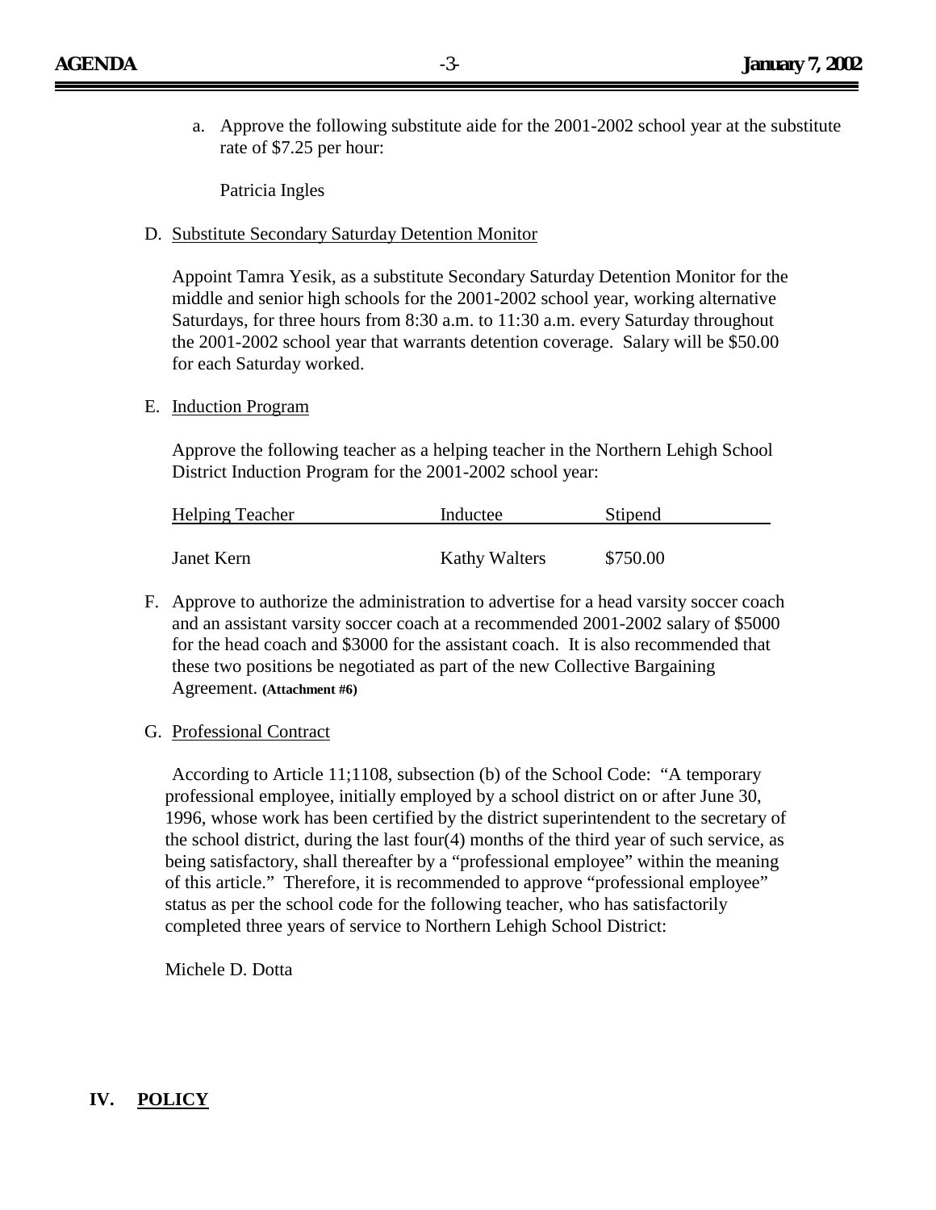a. Approve the following substitute aide for the 2001-2002 school year at the substitute rate of $7.25 per hour:

   Patricia Ingles

D. Substitute Secondary Saturday Detention Monitor

   Appoint Tamra Yesik, as a substitute Secondary Saturday Detention Monitor for the middle and senior high schools for the 2001-2002 school year, working alternative Saturdays, for three hours from 8:30 a.m. to 11:30 a.m. every Saturday throughout the 2001-2002 school year that warrants detention coverage. Salary will be $50.00 for each Saturday worked.

E. Induction Program

   Approve the following teacher as a helping teacher in the Northern Lehigh School District Induction Program for the 2001-2002 school year:

| Helping Teacher | Inductee | Stipend |
|---|---|---|
| Janet Kern | Kathy Walters | $750.00 |

F. Approve to authorize the administration to advertise for a head varsity soccer coach and an assistant varsity soccer coach at a recommended 2001-2002 salary of $5000 for the head coach and $3000 for the assistant coach. It is also recommended that these two positions be negotiated as part of the new Collective Bargaining Agreement. **(Attachment #6)**

G. Professional Contract

   According to Article 11;1108, subsection (b) of the School Code: "A temporary professional employee, initially employed by a school district on or after June 30, 1996, whose work has been certified by the district superintendent to the secretary of the school district, during the last four(4) months of the third year of such service, as being satisfactory, shall thereafter by a "professional employee" within the meaning of this article." Therefore, it is recommended to approve "professional employee" status as per the school code for the following teacher, who has satisfactorily completed three years of service to Northern Lehigh School District:

   Michele D. Dotta

## IV. POLICY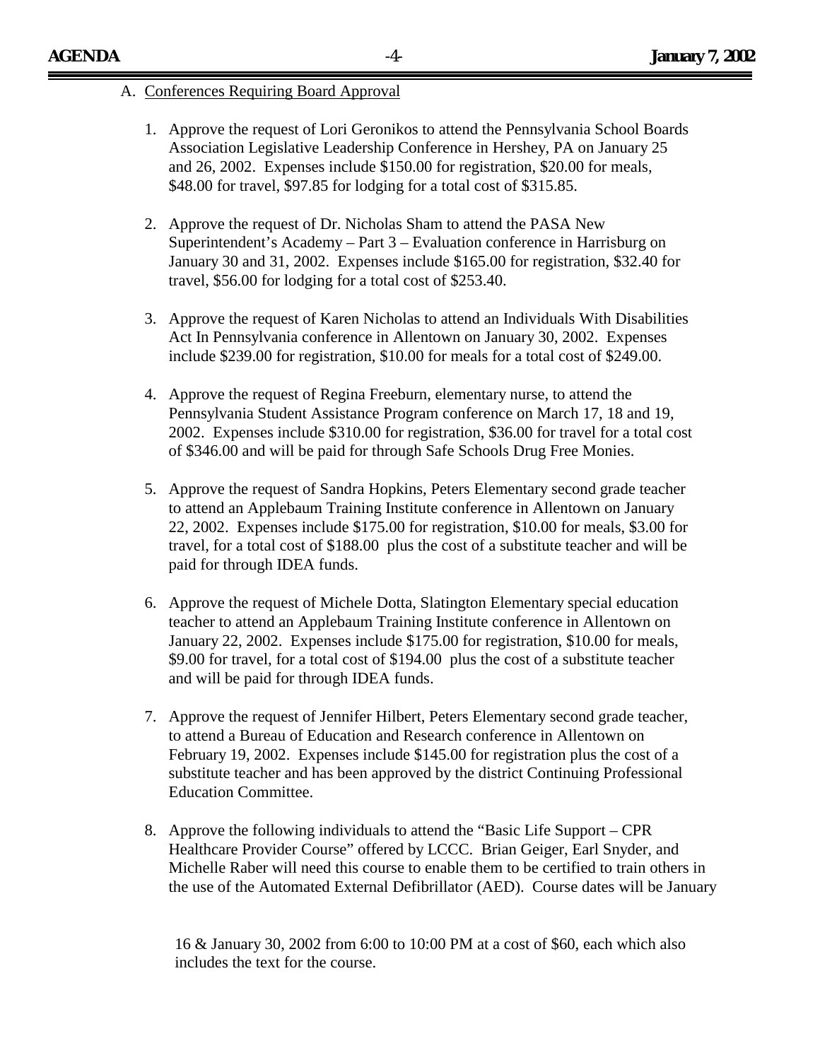A. Conferences Requiring Board Approval

1. Approve the request of Lori Geronikos to attend the Pennsylvania School Boards Association Legislative Leadership Conference in Hershey, PA on January 25 and 26, 2002. Expenses include $150.00 for registration, $20.00 for meals, $48.00 for travel, $97.85 for lodging for a total cost of $315.85.

2. Approve the request of Dr. Nicholas Sham to attend the PASA New Superintendent's Academy – Part 3 – Evaluation conference in Harrisburg on January 30 and 31, 2002. Expenses include $165.00 for registration, $32.40 for travel, $56.00 for lodging for a total cost of $253.40.

3. Approve the request of Karen Nicholas to attend an Individuals With Disabilities Act In Pennsylvania conference in Allentown on January 30, 2002. Expenses include $239.00 for registration, $10.00 for meals for a total cost of $249.00.

4. Approve the request of Regina Freeburn, elementary nurse, to attend the Pennsylvania Student Assistance Program conference on March 17, 18 and 19, 2002. Expenses include $310.00 for registration, $36.00 for travel for a total cost of $346.00 and will be paid for through Safe Schools Drug Free Monies.

5. Approve the request of Sandra Hopkins, Peters Elementary second grade teacher to attend an Applebaum Training Institute conference in Allentown on January 22, 2002. Expenses include $175.00 for registration, $10.00 for meals, $3.00 for travel, for a total cost of $188.00 plus the cost of a substitute teacher and will be paid for through IDEA funds.

6. Approve the request of Michele Dotta, Slatington Elementary special education teacher to attend an Applebaum Training Institute conference in Allentown on January 22, 2002. Expenses include $175.00 for registration, $10.00 for meals, $9.00 for travel, for a total cost of $194.00 plus the cost of a substitute teacher and will be paid for through IDEA funds.

7. Approve the request of Jennifer Hilbert, Peters Elementary second grade teacher, to attend a Bureau of Education and Research conference in Allentown on February 19, 2002. Expenses include $145.00 for registration plus the cost of a substitute teacher and has been approved by the district Continuing Professional Education Committee.

8. Approve the following individuals to attend the "Basic Life Support – CPR Healthcare Provider Course" offered by LCCC. Brian Geiger, Earl Snyder, and Michelle Raber will need this course to enable them to be certified to train others in the use of the Automated External Defibrillator (AED). Course dates will be January 16 & January 30, 2002 from 6:00 to 10:00 PM at a cost of $60, each which also includes the text for the course.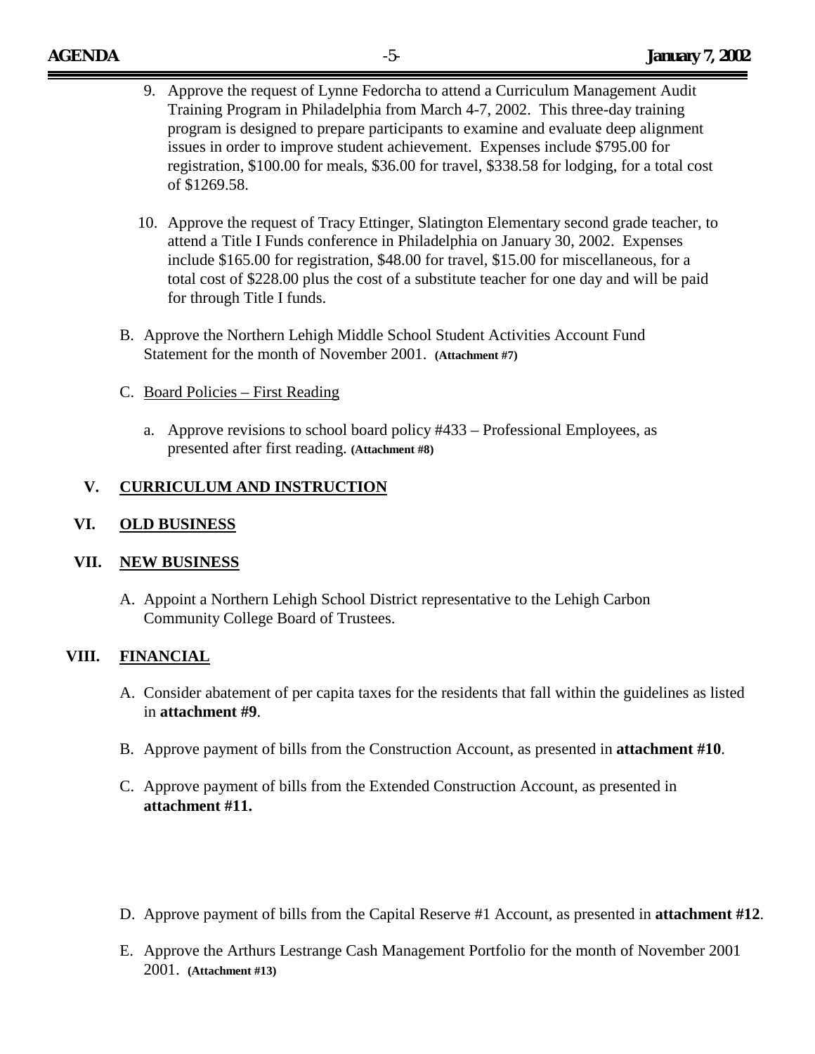9. Approve the request of Lynne Fedorcha to attend a Curriculum Management Audit Training Program in Philadelphia from March 4-7, 2002. This three-day training program is designed to prepare participants to examine and evaluate deep alignment issues in order to improve student achievement. Expenses include $795.00 for registration, $100.00 for meals, $36.00 for travel, $338.58 for lodging, for a total cost of $1269.58.

10. Approve the request of Tracy Ettinger, Slatington Elementary second grade teacher, to attend a Title I Funds conference in Philadelphia on January 30, 2002. Expenses include $165.00 for registration, $48.00 for travel, $15.00 for miscellaneous, for a total cost of $228.00 plus the cost of a substitute teacher for one day and will be paid for through Title I funds.

B. Approve the Northern Lehigh Middle School Student Activities Account Fund Statement for the month of November 2001. **(Attachment #7)**

C. Board Policies – First Reading

a. Approve revisions to school board policy #433 – Professional Employees, as presented after first reading. **(Attachment #8)**

## V. CURRICULUM AND INSTRUCTION

## VI. OLD BUSINESS

## VII. NEW BUSINESS

A. Appoint a Northern Lehigh School District representative to the Lehigh Carbon Community College Board of Trustees.

## VIII. FINANCIAL

A. Consider abatement of per capita taxes for the residents that fall within the guidelines as listed in **attachment #9**.

B. Approve payment of bills from the Construction Account, as presented in **attachment #10**.

C. Approve payment of bills from the Extended Construction Account, as presented in **attachment #11.**

D. Approve payment of bills from the Capital Reserve #1 Account, as presented in **attachment #12**.

E. Approve the Arthurs Lestrange Cash Management Portfolio for the month of November 2001 2001. **(Attachment #13)**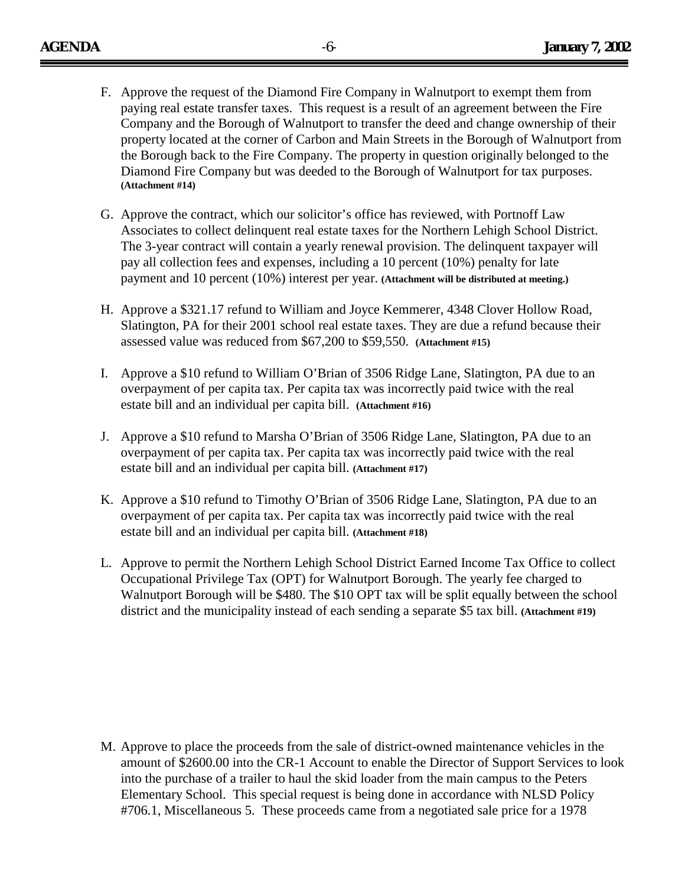F. Approve the request of the Diamond Fire Company in Walnutport to exempt them from paying real estate transfer taxes. This request is a result of an agreement between the Fire Company and the Borough of Walnutport to transfer the deed and change ownership of their property located at the corner of Carbon and Main Streets in the Borough of Walnutport from the Borough back to the Fire Company. The property in question originally belonged to the Diamond Fire Company but was deeded to the Borough of Walnutport for tax purposes. **(Attachment #14)**

G. Approve the contract, which our solicitor's office has reviewed, with Portnoff Law Associates to collect delinquent real estate taxes for the Northern Lehigh School District. The 3-year contract will contain a yearly renewal provision. The delinquent taxpayer will pay all collection fees and expenses, including a 10 percent (10%) penalty for late payment and 10 percent (10%) interest per year. **(Attachment will be distributed at meeting.)**

H. Approve a $321.17 refund to William and Joyce Kemmerer, 4348 Clover Hollow Road, Slatington, PA for their 2001 school real estate taxes. They are due a refund because their assessed value was reduced from $67,200 to $59,550. **(Attachment #15)**

I. Approve a $10 refund to William O'Brian of 3506 Ridge Lane, Slatington, PA due to an overpayment of per capita tax. Per capita tax was incorrectly paid twice with the real estate bill and an individual per capita bill. **(Attachment #16)**

J. Approve a $10 refund to Marsha O'Brian of 3506 Ridge Lane, Slatington, PA due to an overpayment of per capita tax. Per capita tax was incorrectly paid twice with the real estate bill and an individual per capita bill. **(Attachment #17)**

K. Approve a $10 refund to Timothy O'Brian of 3506 Ridge Lane, Slatington, PA due to an overpayment of per capita tax. Per capita tax was incorrectly paid twice with the real estate bill and an individual per capita bill. **(Attachment #18)**

L. Approve to permit the Northern Lehigh School District Earned Income Tax Office to collect Occupational Privilege Tax (OPT) for Walnutport Borough. The yearly fee charged to Walnutport Borough will be $480. The $10 OPT tax will be split equally between the school district and the municipality instead of each sending a separate $5 tax bill. **(Attachment #19)**

M. Approve to place the proceeds from the sale of district-owned maintenance vehicles in the amount of $2600.00 into the CR-1 Account to enable the Director of Support Services to look into the purchase of a trailer to haul the skid loader from the main campus to the Peters Elementary School. This special request is being done in accordance with NLSD Policy #706.1, Miscellaneous 5. These proceeds came from a negotiated sale price for a 1978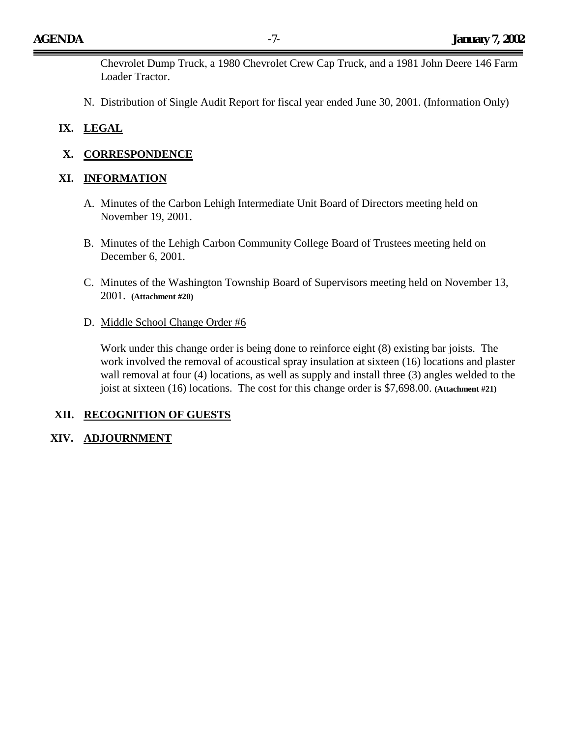Chevrolet Dump Truck, a 1980 Chevrolet Crew Cap Truck, and a 1981 John Deere 146 Farm Loader Tractor.

N. Distribution of Single Audit Report for fiscal year ended June 30, 2001. (Information Only)

## IX. LEGAL

## X. CORRESPONDENCE

## XI. INFORMATION

A. Minutes of the Carbon Lehigh Intermediate Unit Board of Directors meeting held on November 19, 2001.

B. Minutes of the Lehigh Carbon Community College Board of Trustees meeting held on December 6, 2001.

C. Minutes of the Washington Township Board of Supervisors meeting held on November 13, 2001. **(Attachment #20)**

D. Middle School Change Order #6

Work under this change order is being done to reinforce eight (8) existing bar joists. The work involved the removal of acoustical spray insulation at sixteen (16) locations and plaster wall removal at four (4) locations, as well as supply and install three (3) angles welded to the joist at sixteen (16) locations. The cost for this change order is $7,698.00. **(Attachment #21)**

## XII. RECOGNITION OF GUESTS

## XIV. ADJOURNMENT